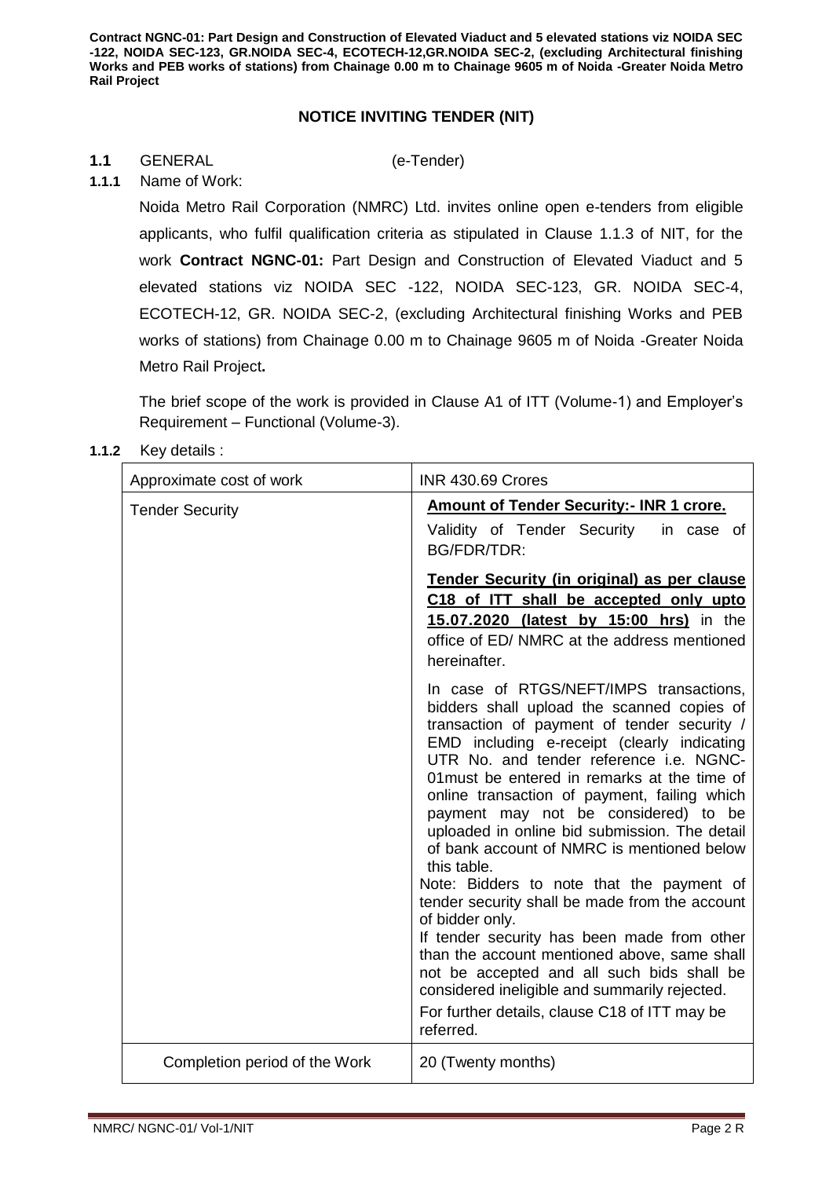## NOTICE INVITING TENDER (NIT)

**1.1** GENERAL (e-Tender)

**1.1.1** Name of Work:

Noida Metro Rail Corporation (NMRC) Ltd. invites online open e-tenders from eligible applicants, who fulfil qualification criteria as stipulated in Clause 1.1.3 of NIT, for the work **Contract NGNC-01:** Part Design and Construction of Elevated Viaduct and 5 elevated stations viz NOIDA SEC -122, NOIDA SEC-123, GR. NOIDA SEC-4, ECOTECH-12, GR. NOIDA SEC-2, (excluding Architectural finishing Works and PEB works of stations) from Chainage 0.00 m to Chainage 9605 m of Noida -Greater Noida Metro Rail Project**.**

The brief scope of the work is provided in Clause A1 of ITT (Volume-1) and Employer's Requirement – Functional (Volume-3).

**1.1.2** Key details :

| Approximate cost of work | INR 430.69 Crores |
|---|---|
| Tender Security | **Amount of Tender Security:- INR 1 crore.**<br>Validity of Tender Security in case of BG/FDR/TDR:<br>**Tender Security (in original) as per clause C18 of ITT shall be accepted only upto 15.07.2020 (latest by 15:00 hrs)** in the office of ED/ NMRC at the address mentioned hereinafter.<br>In case of RTGS/NEFT/IMPS transactions, bidders shall upload the scanned copies of transaction of payment of tender security / EMD including e-receipt (clearly indicating UTR No. and tender reference i.e. NGNC-01must be entered in remarks at the time of online transaction of payment, failing which payment may not be considered) to be uploaded in online bid submission. The detail of bank account of NMRC is mentioned below this table.<br>Note: Bidders to note that the payment of tender security shall be made from the account of bidder only.<br>If tender security has been made from other than the account mentioned above, same shall not be accepted and all such bids shall be considered ineligible and summarily rejected.<br>For further details, clause C18 of ITT may be referred. |
| Completion period of the Work | 20 (Twenty months) |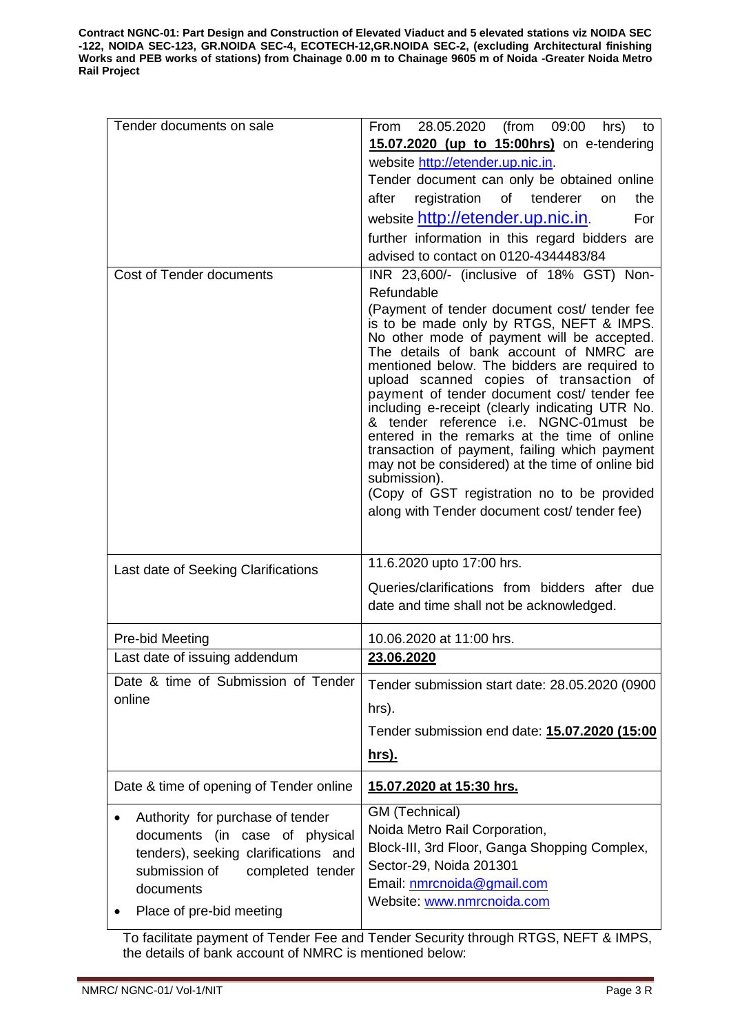| Tender documents on sale | From 28.05.2020 (from 09:00 hrs) to **15.07.2020 (up to 15:00hrs)** on e-tendering website http://etender.up.nic.in. Tender document can only be obtained online after registration of tenderer on the website http://etender.up.nic.in. For further information in this regard bidders are advised to contact on 0120-4344483/84 |
|---|---|
| Cost of Tender documents | INR 23,600/- (inclusive of 18% GST) Non-Refundable (Payment of tender document cost/ tender fee is to be made only by RTGS, NEFT & IMPS. No other mode of payment will be accepted. The details of bank account of NMRC are mentioned below. The bidders are required to upload scanned copies of transaction of payment of tender document cost/ tender fee including e-receipt (clearly indicating UTR No. & tender reference i.e. NGNC-01must be entered in the remarks at the time of online transaction of payment, failing which payment may not be considered) at the time of online bid submission). (Copy of GST registration no to be provided along with Tender document cost/ tender fee) |
| Last date of Seeking Clarifications | 11.6.2020 upto 17:00 hrs. Queries/clarifications from bidders after due date and time shall not be acknowledged. |
| Pre-bid Meeting | 10.06.2020 at 11:00 hrs. |
| Last date of issuing addendum | **23.06.2020** |
| Date & time of Submission of Tender online | Tender submission start date: 28.05.2020 (0900 hrs). Tender submission end date: **15.07.2020 (15:00 hrs).** |
| Date & time of opening of Tender online | **15.07.2020 at 15:30 hrs.** |
| • Authority for purchase of tender documents (in case of physical tenders), seeking clarifications and submission of completed tender documents<br>• Place of pre-bid meeting | GM (Technical)<br>Noida Metro Rail Corporation,<br>Block-III, 3rd Floor, Ganga Shopping Complex, Sector-29, Noida 201301<br>Email: nmrcnoida@gmail.com<br>Website: www.nmrcnoida.com |

To facilitate payment of Tender Fee and Tender Security through RTGS, NEFT & IMPS, the details of bank account of NMRC is mentioned below: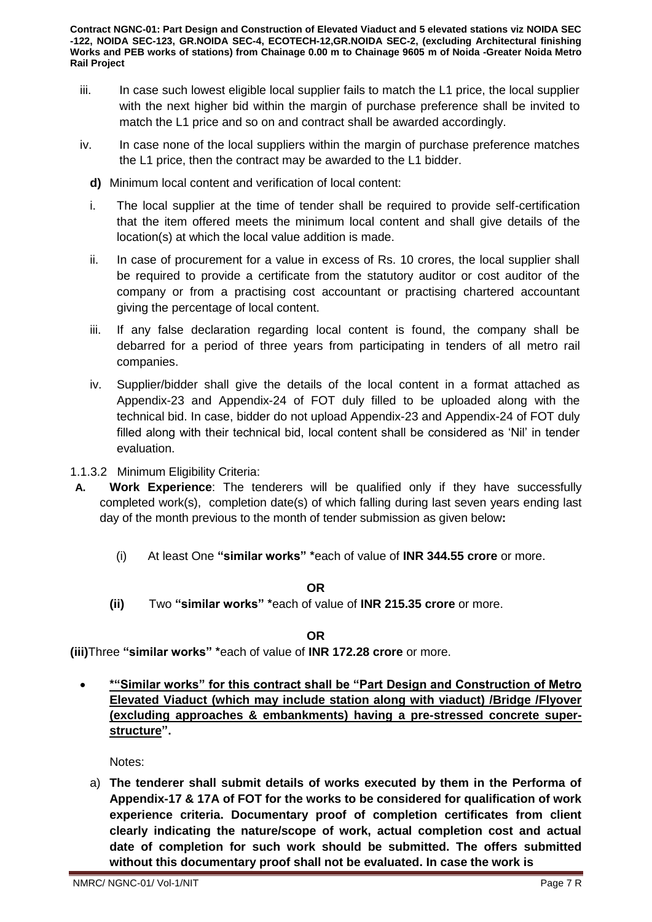iii. In case such lowest eligible local supplier fails to match the L1 price, the local supplier with the next higher bid within the margin of purchase preference shall be invited to match the L1 price and so on and contract shall be awarded accordingly.

iv. In case none of the local suppliers within the margin of purchase preference matches the L1 price, then the contract may be awarded to the L1 bidder.

**d)** Minimum local content and verification of local content:

i. The local supplier at the time of tender shall be required to provide self-certification that the item offered meets the minimum local content and shall give details of the location(s) at which the local value addition is made.

ii. In case of procurement for a value in excess of Rs. 10 crores, the local supplier shall be required to provide a certificate from the statutory auditor or cost auditor of the company or from a practising cost accountant or practising chartered accountant giving the percentage of local content.

iii. If any false declaration regarding local content is found, the company shall be debarred for a period of three years from participating in tenders of all metro rail companies.

iv. Supplier/bidder shall give the details of the local content in a format attached as Appendix-23 and Appendix-24 of FOT duly filled to be uploaded along with the technical bid. In case, bidder do not upload Appendix-23 and Appendix-24 of FOT duly filled along with their technical bid, local content shall be considered as 'Nil' in tender evaluation.

1.1.3.2 Minimum Eligibility Criteria:

**A. Work Experience**: The tenderers will be qualified only if they have successfully completed work(s), completion date(s) of which falling during last seven years ending last day of the month previous to the month of tender submission as given below**:**

(i) At least One **"similar works" \***each of value of **INR 344.55 crore** or more.

**OR**

**(ii)** Two **"similar works" \***each of value of **INR 215.35 crore** or more.

**OR**

**(iii)**Three **"similar works" \***each of value of **INR 172.28 crore** or more.

- **\*"Similar works" for this contract shall be "Part Design and Construction of Metro Elevated Viaduct (which may include station along with viaduct) /Bridge /Flyover (excluding approaches & embankments) having a pre-stressed concrete super-structure".**

Notes:

a) **The tenderer shall submit details of works executed by them in the Performa of Appendix-17 & 17A of FOT for the works to be considered for qualification of work experience criteria. Documentary proof of completion certificates from client clearly indicating the nature/scope of work, actual completion cost and actual date of completion for such work should be submitted. The offers submitted without this documentary proof shall not be evaluated. In case the work is**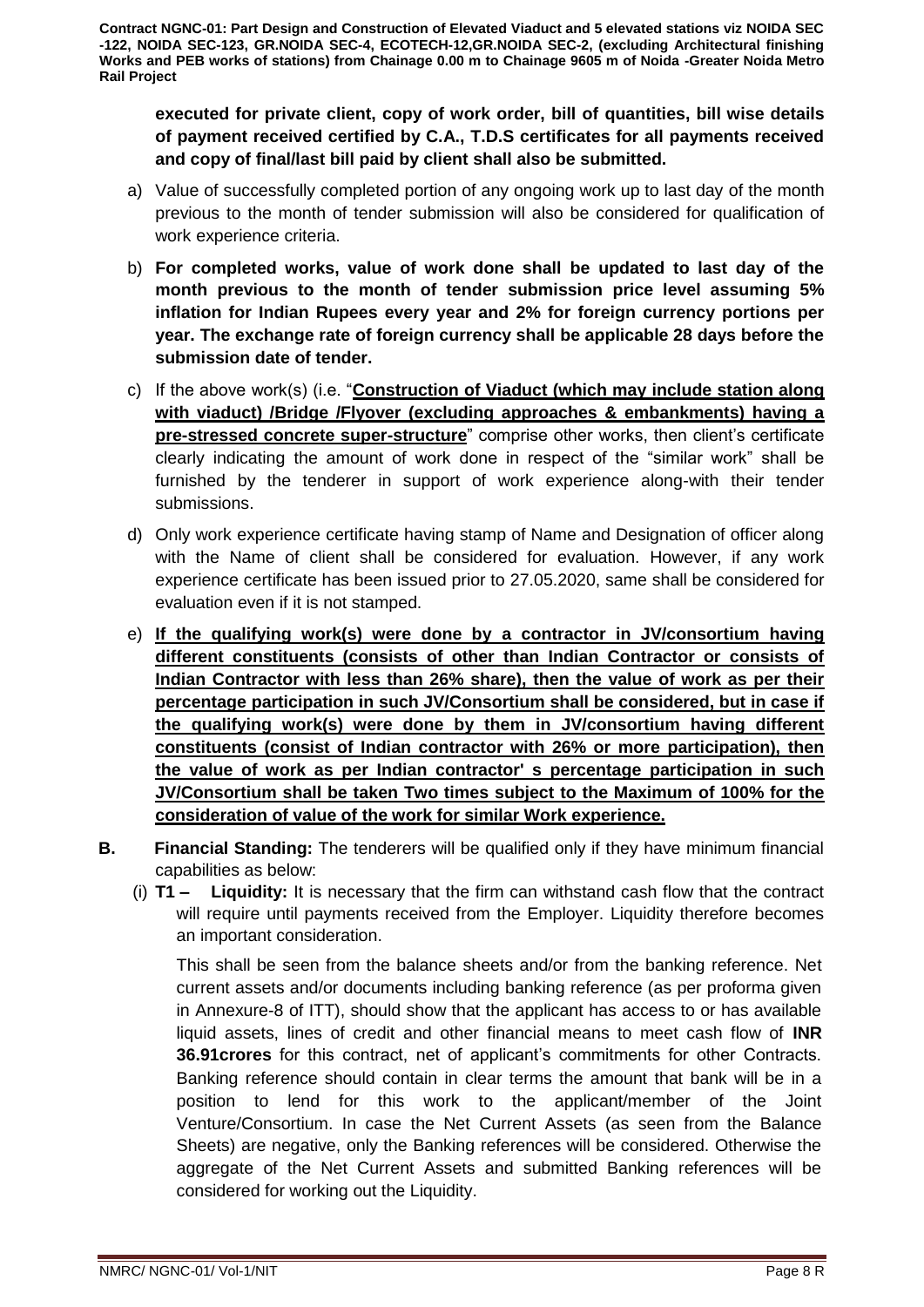**executed for private client, copy of work order, bill of quantities, bill wise details of payment received certified by C.A., T.D.S certificates for all payments received and copy of final/last bill paid by client shall also be submitted.**

a) Value of successfully completed portion of any ongoing work up to last day of the month previous to the month of tender submission will also be considered for qualification of work experience criteria.

b) **For completed works, value of work done shall be updated to last day of the month previous to the month of tender submission price level assuming 5% inflation for Indian Rupees every year and 2% for foreign currency portions per year. The exchange rate of foreign currency shall be applicable 28 days before the submission date of tender.**

c) If the above work(s) (i.e. "**Construction of Viaduct (which may include station along with viaduct) /Bridge /Flyover (excluding approaches & embankments) having a pre-stressed concrete super-structure**" comprise other works, then client's certificate clearly indicating the amount of work done in respect of the "similar work" shall be furnished by the tenderer in support of work experience along-with their tender submissions.

d) Only work experience certificate having stamp of Name and Designation of officer along with the Name of client shall be considered for evaluation. However, if any work experience certificate has been issued prior to 27.05.2020, same shall be considered for evaluation even if it is not stamped.

e) **If the qualifying work(s) were done by a contractor in JV/consortium having different constituents (consists of other than Indian Contractor or consists of Indian Contractor with less than 26% share), then the value of work as per their percentage participation in such JV/Consortium shall be considered, but in case if the qualifying work(s) were done by them in JV/consortium having different constituents (consist of Indian contractor with 26% or more participation), then the value of work as per Indian contractor' s percentage participation in such JV/Consortium shall be taken Two times subject to the Maximum of 100% for the consideration of value of the work for similar Work experience.**

**B. Financial Standing:** The tenderers will be qualified only if they have minimum financial capabilities as below:

(i) **T1 – Liquidity:** It is necessary that the firm can withstand cash flow that the contract will require until payments received from the Employer. Liquidity therefore becomes an important consideration.

This shall be seen from the balance sheets and/or from the banking reference. Net current assets and/or documents including banking reference (as per proforma given in Annexure-8 of ITT), should show that the applicant has access to or has available liquid assets, lines of credit and other financial means to meet cash flow of **INR 36.91crores** for this contract, net of applicant's commitments for other Contracts. Banking reference should contain in clear terms the amount that bank will be in a position to lend for this work to the applicant/member of the Joint Venture/Consortium. In case the Net Current Assets (as seen from the Balance Sheets) are negative, only the Banking references will be considered. Otherwise the aggregate of the Net Current Assets and submitted Banking references will be considered for working out the Liquidity.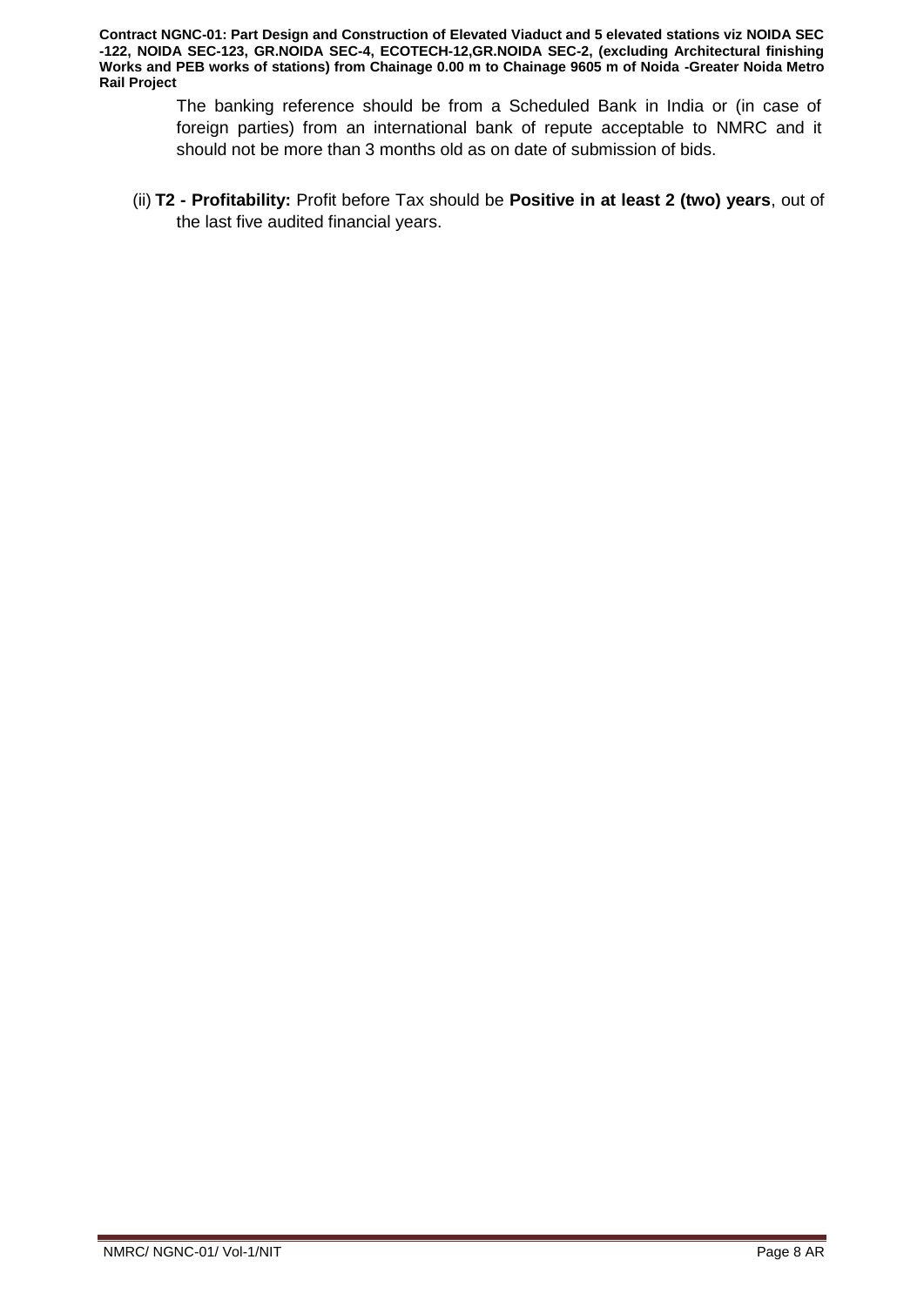The banking reference should be from a Scheduled Bank in India or (in case of foreign parties) from an international bank of repute acceptable to NMRC and it should not be more than 3 months old as on date of submission of bids.

(ii) **T2 - Profitability:** Profit before Tax should be **Positive in at least 2 (two) years**, out of the last five audited financial years.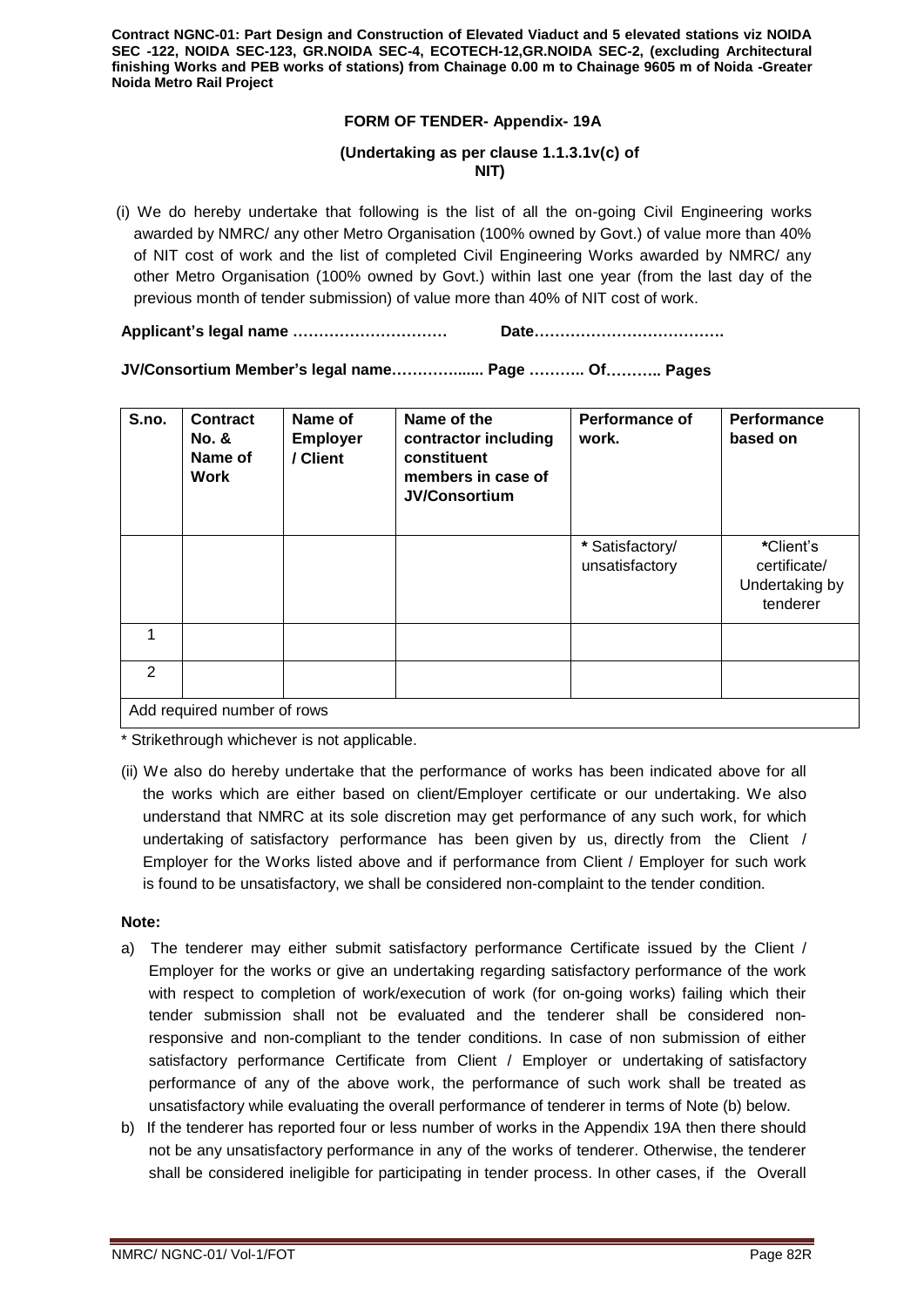## FORM OF TENDER- Appendix- 19A

**(Undertaking as per clause 1.1.3.1v(c) of NIT)**

(i) We do hereby undertake that following is the list of all the on-going Civil Engineering works awarded by NMRC/ any other Metro Organisation (100% owned by Govt.) of value more than 40% of NIT cost of work and the list of completed Civil Engineering Works awarded by NMRC/ any other Metro Organisation (100% owned by Govt.) within last one year (from the last day of the previous month of tender submission) of value more than 40% of NIT cost of work.

**Applicant's legal name ………………………… Date……………………………….**

**JV/Consortium Member's legal name…………...... Page ……….. Of……….. Pages**

| S.no. | Contract No. & Name of Work | Name of Employer / Client | Name of the contractor including constituent members in case of JV/Consortium | Performance of work. | Performance based on |
|---|---|---|---|---|---|
| | | | | * Satisfactory/ unsatisfactory | *Client's certificate/ Undertaking by tenderer |
| 1 | | | | | |
| 2 | | | | | |
| Add required number of rows | | | | | |

\* Strikethrough whichever is not applicable.

(ii) We also do hereby undertake that the performance of works has been indicated above for all the works which are either based on client/Employer certificate or our undertaking. We also understand that NMRC at its sole discretion may get performance of any such work, for which undertaking of satisfactory performance has been given by us, directly from the Client / Employer for the Works listed above and if performance from Client / Employer for such work is found to be unsatisfactory, we shall be considered non-complaint to the tender condition.

**Note:**

a) The tenderer may either submit satisfactory performance Certificate issued by the Client / Employer for the works or give an undertaking regarding satisfactory performance of the work with respect to completion of work/execution of work (for on-going works) failing which their tender submission shall not be evaluated and the tenderer shall be considered non-responsive and non-compliant to the tender conditions. In case of non submission of either satisfactory performance Certificate from Client / Employer or undertaking of satisfactory performance of any of the above work, the performance of such work shall be treated as unsatisfactory while evaluating the overall performance of tenderer in terms of Note (b) below.

b) If the tenderer has reported four or less number of works in the Appendix 19A then there should not be any unsatisfactory performance in any of the works of tenderer. Otherwise, the tenderer shall be considered ineligible for participating in tender process. In other cases, if the Overall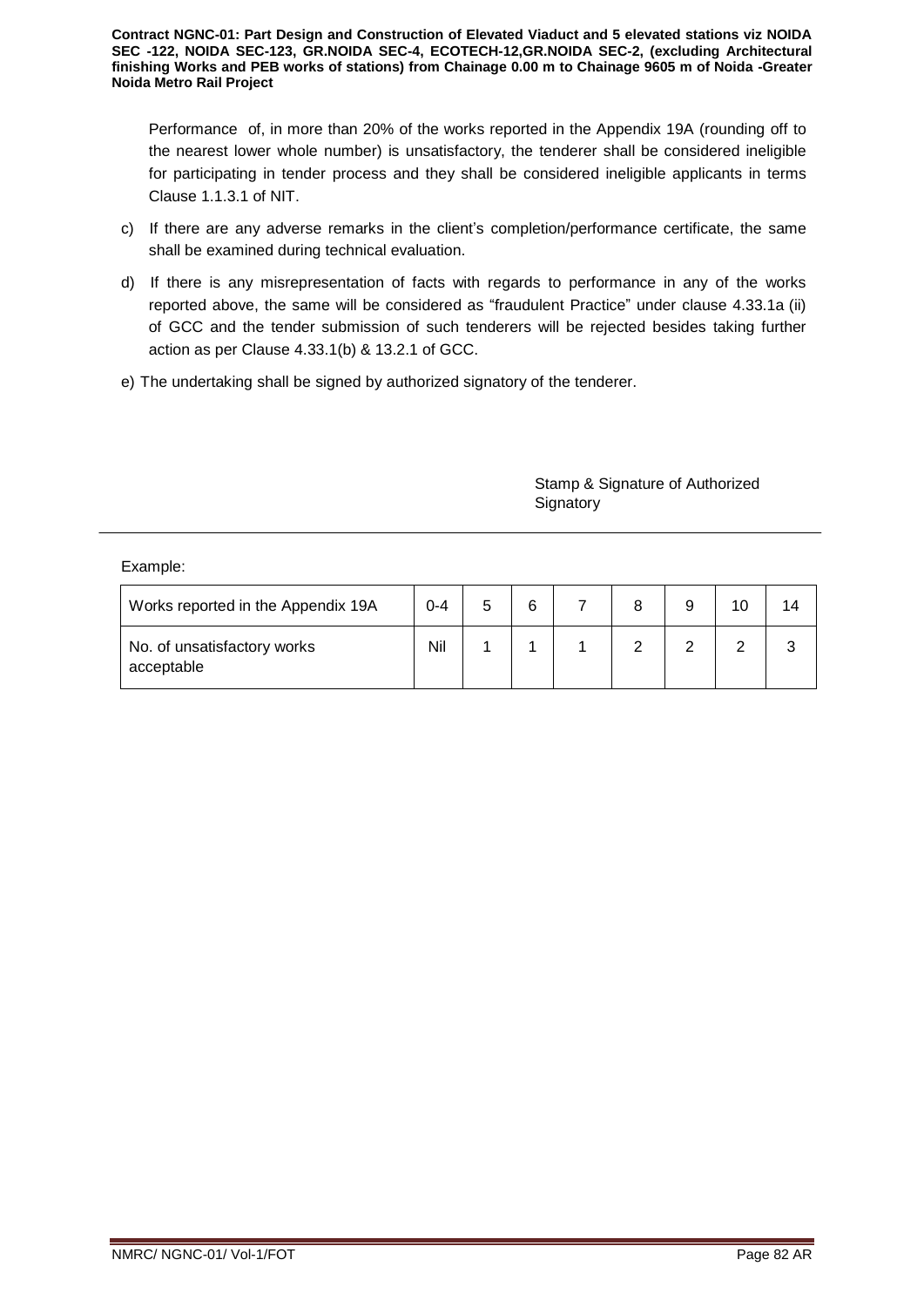Performance of, in more than 20% of the works reported in the Appendix 19A (rounding off to the nearest lower whole number) is unsatisfactory, the tenderer shall be considered ineligible for participating in tender process and they shall be considered ineligible applicants in terms Clause 1.1.3.1 of NIT.

c) If there are any adverse remarks in the client's completion/performance certificate, the same shall be examined during technical evaluation.

d) If there is any misrepresentation of facts with regards to performance in any of the works reported above, the same will be considered as "fraudulent Practice" under clause 4.33.1a (ii) of GCC and the tender submission of such tenderers will be rejected besides taking further action as per Clause 4.33.1(b) & 13.2.1 of GCC.

e) The undertaking shall be signed by authorized signatory of the tenderer.

Stamp & Signature of Authorized Signatory

---

Example:

| | | | | | | | | |
|---|---|---|---|---|---|---|---|---|
| Works reported in the Appendix 19A | 0-4 | 5 | 6 | 7 | 8 | 9 | 10 | 14 |
| No. of unsatisfactory works acceptable | Nil | 1 | 1 | 1 | 2 | 2 | 2 | 3 |